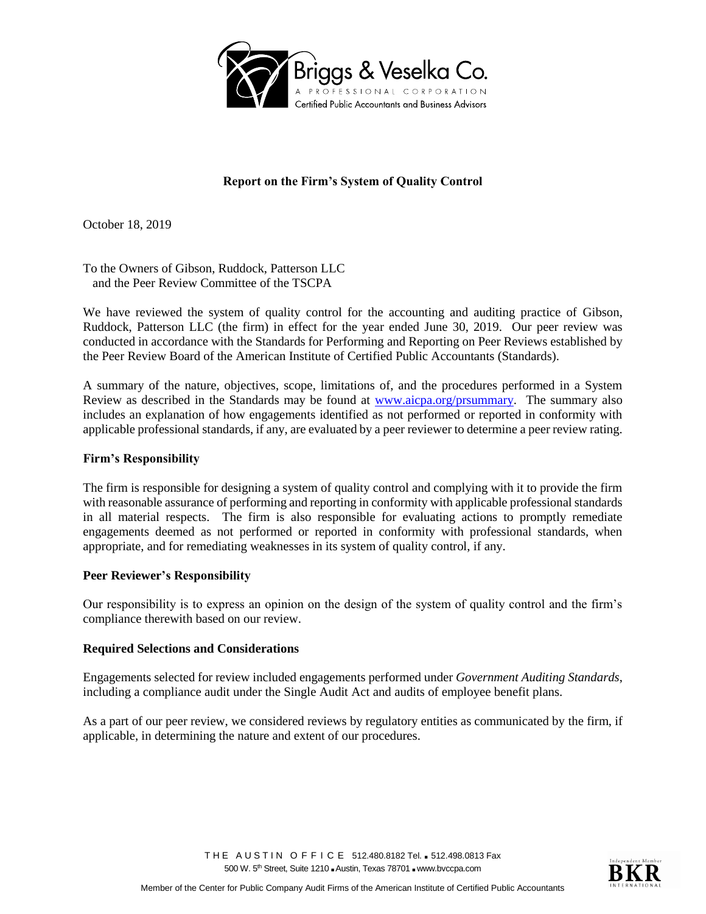Briggs & Veselka Co.
A PROFESSIONAL CORPORATION
Certified Public Accountants and Business Advisors

**Report on the Firm's System of Quality Control**

October 18, 2019

To the Owners of Gibson, Ruddock, Patterson LLC
and the Peer Review Committee of the TSCPA

We have reviewed the system of quality control for the accounting and auditing practice of Gibson, Ruddock, Patterson LLC (the firm) in effect for the year ended June 30, 2019. Our peer review was conducted in accordance with the Standards for Performing and Reporting on Peer Reviews established by the Peer Review Board of the American Institute of Certified Public Accountants (Standards).

A summary of the nature, objectives, scope, limitations of, and the procedures performed in a System Review as described in the Standards may be found at www.aicpa.org/prsummary. The summary also includes an explanation of how engagements identified as not performed or reported in conformity with applicable professional standards, if any, are evaluated by a peer reviewer to determine a peer review rating.

**Firm's Responsibility**

The firm is responsible for designing a system of quality control and complying with it to provide the firm with reasonable assurance of performing and reporting in conformity with applicable professional standards in all material respects. The firm is also responsible for evaluating actions to promptly remediate engagements deemed as not performed or reported in conformity with professional standards, when appropriate, and for remediating weaknesses in its system of quality control, if any.

**Peer Reviewer's Responsibility**

Our responsibility is to express an opinion on the design of the system of quality control and the firm's compliance therewith based on our review.

**Required Selections and Considerations**

Engagements selected for review included engagements performed under *Government Auditing Standards*, including a compliance audit under the Single Audit Act and audits of employee benefit plans.

As a part of our peer review, we considered reviews by regulatory entities as communicated by the firm, if applicable, in determining the nature and extent of our procedures.

THE AUSTIN OFFICE 512.480.8182 Tel. ▪ 512.498.0813 Fax
500 W. 5th Street, Suite 1210 ▪ Austin, Texas 78701 ▪ www.bvccpa.com

Member of the Center for Public Company Audit Firms of the American Institute of Certified Public Accountants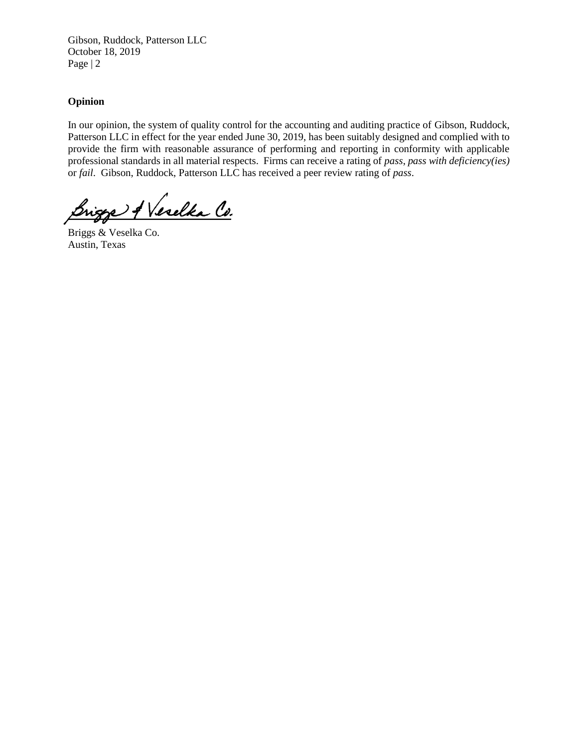## Opinion

In our opinion, the system of quality control for the accounting and auditing practice of Gibson, Ruddock, Patterson LLC in effect for the year ended June 30, 2019, has been suitably designed and complied with to provide the firm with reasonable assurance of performing and reporting in conformity with applicable professional standards in all material respects. Firms can receive a rating of *pass*, *pass with deficiency(ies)* or *fail*. Gibson, Ruddock, Patterson LLC has received a peer review rating of *pass*.

Briggs & Veselka Co.

Briggs & Veselka Co.
Austin, Texas